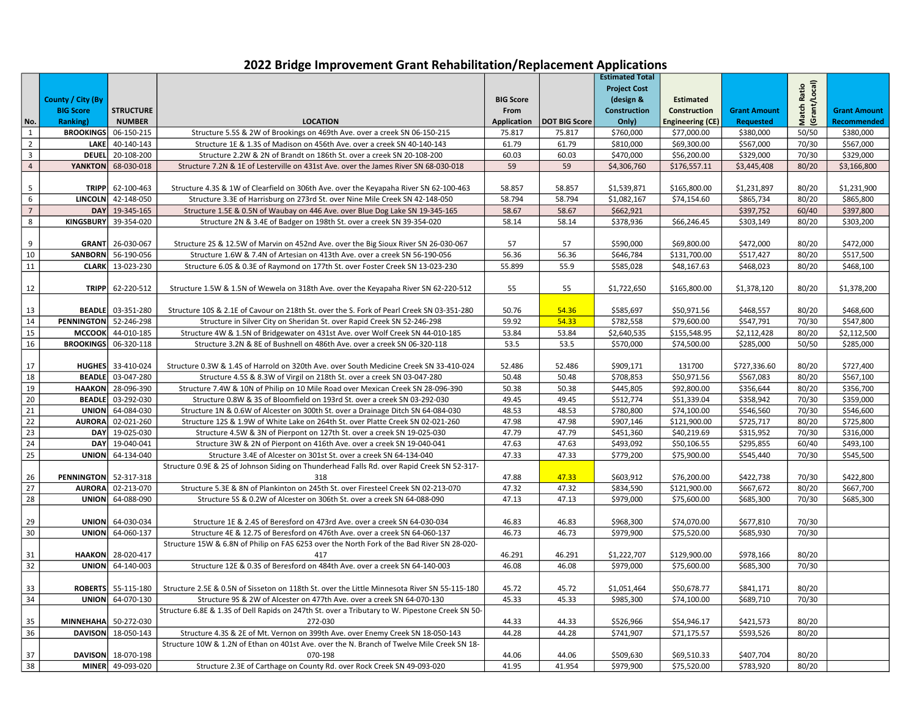# 2022 Bridge Improvement Grant Rehabilitation/Replacement Applications

| No. | County / City (By BIG Score Ranking) | STRUCTURE NUMBER | LOCATION | BIG Score From Application | DOT BIG Score | Estimated Total Project Cost (design & Construction Only) | Estimated Construction Engineering (CE) | Grant Amount Requested | Match Ratio (Grant/Local) | Grant Amount Recommended |
|---|---|---|---|---|---|---|---|---|---|---|
| 1 | BROOKINGS | 06-150-215 | Structure 5.5S & 2W of Brookings on 469th Ave. over a creek SN 06-150-215 | 75.817 | 75.817 | $760,000 | $77,000.00 | $380,000 | 50/50 | $380,000 |
| 2 | LAKE | 40-140-143 | Structure 1E & 1.3S of Madison on 456th Ave. over a creek SN 40-140-143 | 61.79 | 61.79 | $810,000 | $69,300.00 | $567,000 | 70/30 | $567,000 |
| 3 | DEUEL | 20-108-200 | Structure 2.2W & 2N of Brandt on 186th St. over a creek SN 20-108-200 | 60.03 | 60.03 | $470,000 | $56,200.00 | $329,000 | 70/30 | $329,000 |
| 4 | YANKTON | 68-030-018 | Structure 7.2N & 1E of Lesterville on 431st Ave. over the James River SN 68-030-018 | 59 | 59 | $4,306,760 | $176,557.11 | $3,445,408 | 80/20 | $3,166,800 |
| 5 | TRIPP | 62-100-463 | Structure 4.3S & 1W of Clearfield on 306th Ave. over the Keyapaha River SN 62-100-463 | 58.857 | 58.857 | $1,539,871 | $165,800.00 | $1,231,897 | 80/20 | $1,231,900 |
| 6 | LINCOLN | 42-148-050 | Structure 3.3E of Harrisburg on 273rd St. over Nine Mile Creek SN 42-148-050 | 58.794 | 58.794 | $1,082,167 | $74,154.60 | $865,734 | 80/20 | $865,800 |
| 7 | DAY | 19-345-165 | Structure 1.5E & 0.5N of Waubay on 446 Ave. over Blue Dog Lake SN 19-345-165 | 58.67 | 58.67 | $662,921 | | $397,752 | 60/40 | $397,800 |
| 8 | KINGSBURY | 39-354-020 | Structure 2N & 3.4E of Badger on 198th St. over a creek SN 39-354-020 | 58.14 | 58.14 | $378,936 | $66,246.45 | $303,149 | 80/20 | $303,200 |
| 9 | GRANT | 26-030-067 | Structure 2S & 12.5W of Marvin on 452nd Ave. over the Big Sioux River SN 26-030-067 | 57 | 57 | $590,000 | $69,800.00 | $472,000 | 80/20 | $472,000 |
| 10 | SANBORN | 56-190-056 | Structure 1.6W & 7.4N of Artesian on 413th Ave. over a creek SN 56-190-056 | 56.36 | 56.36 | $646,784 | $131,700.00 | $517,427 | 80/20 | $517,500 |
| 11 | CLARK | 13-023-230 | Structure 6.0S & 0.3E of Raymond on 177th St. over Foster Creek SN 13-023-230 | 55.899 | 55.9 | $585,028 | $48,167.63 | $468,023 | 80/20 | $468,100 |
| 12 | TRIPP | 62-220-512 | Structure 1.5W & 1.5N of Wewela on 318th Ave. over the Keyapaha River SN 62-220-512 | 55 | 55 | $1,722,650 | $165,800.00 | $1,378,120 | 80/20 | $1,378,200 |
| 13 | BEADLE | 03-351-280 | Structure 10S & 2.1E of Cavour on 218th St. over the S. Fork of Pearl Creek SN 03-351-280 | 50.76 | 54.36 | $585,697 | $50,971.56 | $468,557 | 80/20 | $468,600 |
| 14 | PENNINGTON | 52-246-298 | Structure in Silver City on Sheridan St. over Rapid Creek SN 52-246-298 | 59.92 | 54.33 | $782,558 | $79,600.00 | $547,791 | 70/30 | $547,800 |
| 15 | MCCOOK | 44-010-185 | Structure 4W & 1.5N of Bridgewater on 431st Ave. over Wolf Creek SN 44-010-185 | 53.84 | 53.84 | $2,640,535 | $155,548.95 | $2,112,428 | 80/20 | $2,112,500 |
| 16 | BROOKINGS | 06-320-118 | Structure 3.2N & 8E of Bushnell on 486th Ave. over a creek SN 06-320-118 | 53.5 | 53.5 | $570,000 | $74,500.00 | $285,000 | 50/50 | $285,000 |
| 17 | HUGHES | 33-410-024 | Structure 0.3W & 1.4S of Harrold on 320th Ave. over South Medicine Creek SN 33-410-024 | 52.486 | 52.486 | $909,171 | 131700 | $727,336.60 | 80/20 | $727,400 |
| 18 | BEADLE | 03-047-280 | Structure 4.5S & 8.3W of Virgil on 218th St. over a creek SN 03-047-280 | 50.48 | 50.48 | $708,853 | $50,971.56 | $567,083 | 80/20 | $567,100 |
| 19 | HAAKON | 28-096-390 | Structure 7.4W & 10N of Philip on 10 Mile Road over Mexican Creek SN 28-096-390 | 50.38 | 50.38 | $445,805 | $92,800.00 | $356,644 | 80/20 | $356,700 |
| 20 | BEADLE | 03-292-030 | Structure 0.8W & 3S of Bloomfield on 193rd St. over a creek SN 03-292-030 | 49.45 | 49.45 | $512,774 | $51,339.04 | $358,942 | 70/30 | $359,000 |
| 21 | UNION | 64-084-030 | Structure 1N & 0.6W of Alcester on 300th St. over a Drainage Ditch SN 64-084-030 | 48.53 | 48.53 | $780,800 | $74,100.00 | $546,560 | 70/30 | $546,600 |
| 22 | AURORA | 02-021-260 | Structure 12S & 1.9W of White Lake on 264th St. over Platte Creek SN 02-021-260 | 47.98 | 47.98 | $907,146 | $121,900.00 | $725,717 | 80/20 | $725,800 |
| 23 | DAY | 19-025-030 | Structure 4.5W & 3N of Pierpont on 127th St. over a creek SN 19-025-030 | 47.79 | 47.79 | $451,360 | $40,219.69 | $315,952 | 70/30 | $316,000 |
| 24 | DAY | 19-040-041 | Structure 3W & 2N of Pierpont on 416th Ave. over a creek SN 19-040-041 | 47.63 | 47.63 | $493,092 | $50,106.55 | $295,855 | 60/40 | $493,100 |
| 25 | UNION | 64-134-040 | Structure 3.4E of Alcester on 301st St. over a creek SN 64-134-040 | 47.33 | 47.33 | $779,200 | $75,900.00 | $545,440 | 70/30 | $545,500 |
| 26 | PENNINGTON | 52-317-318 | Structure 0.9E & 2S of Johnson Siding on Thunderhead Falls Rd. over Rapid Creek SN 52-317-318 | 47.88 | 47.33 | $603,912 | $76,200.00 | $422,738 | 70/30 | $422,800 |
| 27 | AURORA | 02-213-070 | Structure 5.3E & 8N of Plankinton on 245th St. over Firesteel Creek SN 02-213-070 | 47.32 | 47.32 | $834,590 | $121,900.00 | $667,672 | 80/20 | $667,700 |
| 28 | UNION | 64-088-090 | Structure 5S & 0.2W of Alcester on 306th St. over a creek SN 64-088-090 | 47.13 | 47.13 | $979,000 | $75,600.00 | $685,300 | 70/30 | $685,300 |
| 29 | UNION | 64-030-034 | Structure 1E & 2.4S of Beresford on 473rd Ave. over a creek SN 64-030-034 | 46.83 | 46.83 | $968,300 | $74,070.00 | $677,810 | 70/30 | |
| 30 | UNION | 64-060-137 | Structure 4E & 12.7S of Beresford on 476th Ave. over a creek SN 64-060-137 | 46.73 | 46.73 | $979,900 | $75,520.00 | $685,930 | 70/30 | |
| 31 | HAAKON | 28-020-417 | Structure 15W & 6.8N of Philip on FAS 6253 over the North Fork of the Bad River SN 28-020-417 | 46.291 | 46.291 | $1,222,707 | $129,900.00 | $978,166 | 80/20 | |
| 32 | UNION | 64-140-003 | Structure 12E & 0.3S of Beresford on 484th Ave. over a creek SN 64-140-003 | 46.08 | 46.08 | $979,000 | $75,600.00 | $685,300 | 70/30 | |
| 33 | ROBERTS | 55-115-180 | Structure 2.5E & 0.5N of Sisseton on 118th St. over the Little Minnesota River SN 55-115-180 | 45.72 | 45.72 | $1,051,464 | $50,678.77 | $841,171 | 80/20 | |
| 34 | UNION | 64-070-130 | Structure 9S & 2W of Alcester on 477th Ave. over a creek SN 64-070-130 | 45.33 | 45.33 | $985,300 | $74,100.00 | $689,710 | 70/30 | |
| 35 | MINNEHAHA | 50-272-030 | Structure 6.8E & 1.3S of Dell Rapids on 247th St. over a Tributary to W. Pipestone Creek SN 50-272-030 | 44.33 | 44.33 | $526,966 | $54,946.17 | $421,573 | 80/20 | |
| 36 | DAVISON | 18-050-143 | Structure 4.3S & 2E of Mt. Vernon on 399th Ave. over Enemy Creek SN 18-050-143 | 44.28 | 44.28 | $741,907 | $71,175.57 | $593,526 | 80/20 | |
| 37 | DAVISON | 18-070-198 | Structure 10W & 1.2N of Ethan on 401st Ave. over the N. Branch of Twelve Mile Creek SN 18-070-198 | 44.06 | 44.06 | $509,630 | $69,510.33 | $407,704 | 80/20 | |
| 38 | MINER | 49-093-020 | Structure 2.3E of Carthage on County Rd. over Rock Creek SN 49-093-020 | 41.95 | 41.954 | $979,900 | $75,520.00 | $783,920 | 80/20 | |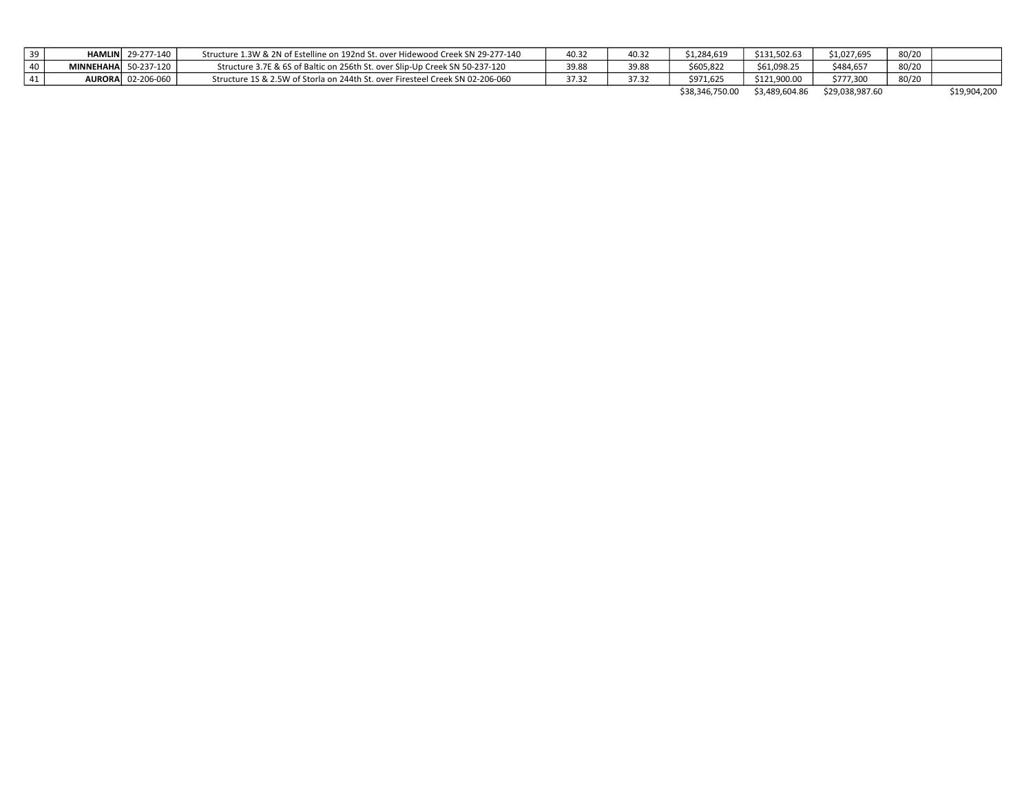| | | | | | | | | | | |
|---|---|---|---|---|---|---|---|---|---|---|
| 39 | **HAMLIN** | 29-277-140 | Structure 1.3W & 2N of Estelline on 192nd St. over Hidewood Creek SN 29-277-140 | 40.32 | 40.32 | $1,284,619 | $131,502.63 | $1,027,695 | 80/20 | |
| 40 | **MINNEHAHA** | 50-237-120 | Structure 3.7E & 6S of Baltic on 256th St. over Slip-Up Creek SN 50-237-120 | 39.88 | 39.88 | $605,822 | $61,098.25 | $484,657 | 80/20 | |
| 41 | **AURORA** | 02-206-060 | Structure 1S & 2.5W of Storla on 244th St. over Firesteel Creek SN 02-206-060 | 37.32 | 37.32 | $971,625 | $121,900.00 | $777,300 | 80/20 | |
| | | | | | | $38,346,750.00 | $3,489,604.86 | $29,038,987.60 | | $19,904,200 |